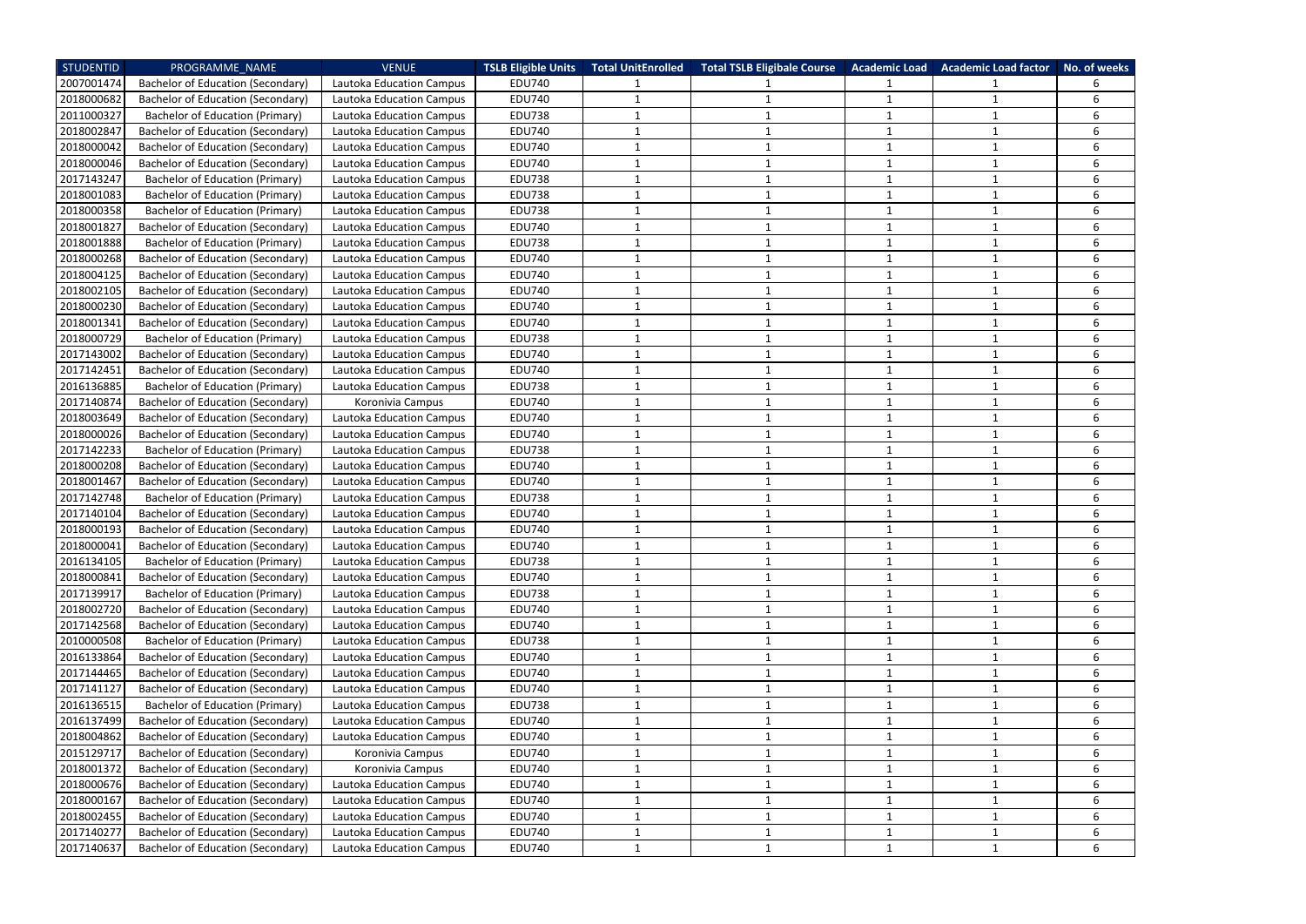| STUDENTID | PROGRAMME_NAME | VENUE | TSLB Eligible Units | Total UnitEnrolled | Total TSLB Eligibale Course | Academic Load | Academic Load factor | No. of weeks |
|---|---|---|---|---|---|---|---|---|
| 2007001474 | Bachelor of Education (Secondary) | Lautoka Education Campus | EDU740 | 1 | 1 | 1 | 1 | 6 |
| 2018000682 | Bachelor of Education (Secondary) | Lautoka Education Campus | EDU740 | 1 | 1 | 1 | 1 | 6 |
| 2011000327 | Bachelor of Education (Primary) | Lautoka Education Campus | EDU738 | 1 | 1 | 1 | 1 | 6 |
| 2018002847 | Bachelor of Education (Secondary) | Lautoka Education Campus | EDU740 | 1 | 1 | 1 | 1 | 6 |
| 2018000042 | Bachelor of Education (Secondary) | Lautoka Education Campus | EDU740 | 1 | 1 | 1 | 1 | 6 |
| 2018000046 | Bachelor of Education (Secondary) | Lautoka Education Campus | EDU740 | 1 | 1 | 1 | 1 | 6 |
| 2017143247 | Bachelor of Education (Primary) | Lautoka Education Campus | EDU738 | 1 | 1 | 1 | 1 | 6 |
| 2018001083 | Bachelor of Education (Primary) | Lautoka Education Campus | EDU738 | 1 | 1 | 1 | 1 | 6 |
| 2018000358 | Bachelor of Education (Primary) | Lautoka Education Campus | EDU738 | 1 | 1 | 1 | 1 | 6 |
| 2018001827 | Bachelor of Education (Secondary) | Lautoka Education Campus | EDU740 | 1 | 1 | 1 | 1 | 6 |
| 2018001888 | Bachelor of Education (Primary) | Lautoka Education Campus | EDU738 | 1 | 1 | 1 | 1 | 6 |
| 2018000268 | Bachelor of Education (Secondary) | Lautoka Education Campus | EDU740 | 1 | 1 | 1 | 1 | 6 |
| 2018004125 | Bachelor of Education (Secondary) | Lautoka Education Campus | EDU740 | 1 | 1 | 1 | 1 | 6 |
| 2018002105 | Bachelor of Education (Secondary) | Lautoka Education Campus | EDU740 | 1 | 1 | 1 | 1 | 6 |
| 2018000230 | Bachelor of Education (Secondary) | Lautoka Education Campus | EDU740 | 1 | 1 | 1 | 1 | 6 |
| 2018001341 | Bachelor of Education (Secondary) | Lautoka Education Campus | EDU740 | 1 | 1 | 1 | 1 | 6 |
| 2018000729 | Bachelor of Education (Primary) | Lautoka Education Campus | EDU738 | 1 | 1 | 1 | 1 | 6 |
| 2017143002 | Bachelor of Education (Secondary) | Lautoka Education Campus | EDU740 | 1 | 1 | 1 | 1 | 6 |
| 2017142451 | Bachelor of Education (Secondary) | Lautoka Education Campus | EDU740 | 1 | 1 | 1 | 1 | 6 |
| 2016136885 | Bachelor of Education (Primary) | Lautoka Education Campus | EDU738 | 1 | 1 | 1 | 1 | 6 |
| 2017140874 | Bachelor of Education (Secondary) | Koronivia Campus | EDU740 | 1 | 1 | 1 | 1 | 6 |
| 2018003649 | Bachelor of Education (Secondary) | Lautoka Education Campus | EDU740 | 1 | 1 | 1 | 1 | 6 |
| 2018000026 | Bachelor of Education (Secondary) | Lautoka Education Campus | EDU740 | 1 | 1 | 1 | 1 | 6 |
| 2017142233 | Bachelor of Education (Primary) | Lautoka Education Campus | EDU738 | 1 | 1 | 1 | 1 | 6 |
| 2018000208 | Bachelor of Education (Secondary) | Lautoka Education Campus | EDU740 | 1 | 1 | 1 | 1 | 6 |
| 2018001467 | Bachelor of Education (Secondary) | Lautoka Education Campus | EDU740 | 1 | 1 | 1 | 1 | 6 |
| 2017142748 | Bachelor of Education (Primary) | Lautoka Education Campus | EDU738 | 1 | 1 | 1 | 1 | 6 |
| 2017140104 | Bachelor of Education (Secondary) | Lautoka Education Campus | EDU740 | 1 | 1 | 1 | 1 | 6 |
| 2018000193 | Bachelor of Education (Secondary) | Lautoka Education Campus | EDU740 | 1 | 1 | 1 | 1 | 6 |
| 2018000041 | Bachelor of Education (Secondary) | Lautoka Education Campus | EDU740 | 1 | 1 | 1 | 1 | 6 |
| 2016134105 | Bachelor of Education (Primary) | Lautoka Education Campus | EDU738 | 1 | 1 | 1 | 1 | 6 |
| 2018000841 | Bachelor of Education (Secondary) | Lautoka Education Campus | EDU740 | 1 | 1 | 1 | 1 | 6 |
| 2017139917 | Bachelor of Education (Primary) | Lautoka Education Campus | EDU738 | 1 | 1 | 1 | 1 | 6 |
| 2018002720 | Bachelor of Education (Secondary) | Lautoka Education Campus | EDU740 | 1 | 1 | 1 | 1 | 6 |
| 2017142568 | Bachelor of Education (Secondary) | Lautoka Education Campus | EDU740 | 1 | 1 | 1 | 1 | 6 |
| 2010000508 | Bachelor of Education (Primary) | Lautoka Education Campus | EDU738 | 1 | 1 | 1 | 1 | 6 |
| 2016133864 | Bachelor of Education (Secondary) | Lautoka Education Campus | EDU740 | 1 | 1 | 1 | 1 | 6 |
| 2017144465 | Bachelor of Education (Secondary) | Lautoka Education Campus | EDU740 | 1 | 1 | 1 | 1 | 6 |
| 2017141127 | Bachelor of Education (Secondary) | Lautoka Education Campus | EDU740 | 1 | 1 | 1 | 1 | 6 |
| 2016136515 | Bachelor of Education (Primary) | Lautoka Education Campus | EDU738 | 1 | 1 | 1 | 1 | 6 |
| 2016137499 | Bachelor of Education (Secondary) | Lautoka Education Campus | EDU740 | 1 | 1 | 1 | 1 | 6 |
| 2018004862 | Bachelor of Education (Secondary) | Lautoka Education Campus | EDU740 | 1 | 1 | 1 | 1 | 6 |
| 2015129717 | Bachelor of Education (Secondary) | Koronivia Campus | EDU740 | 1 | 1 | 1 | 1 | 6 |
| 2018001372 | Bachelor of Education (Secondary) | Koronivia Campus | EDU740 | 1 | 1 | 1 | 1 | 6 |
| 2018000676 | Bachelor of Education (Secondary) | Lautoka Education Campus | EDU740 | 1 | 1 | 1 | 1 | 6 |
| 2018000167 | Bachelor of Education (Secondary) | Lautoka Education Campus | EDU740 | 1 | 1 | 1 | 1 | 6 |
| 2018002455 | Bachelor of Education (Secondary) | Lautoka Education Campus | EDU740 | 1 | 1 | 1 | 1 | 6 |
| 2017140277 | Bachelor of Education (Secondary) | Lautoka Education Campus | EDU740 | 1 | 1 | 1 | 1 | 6 |
| 2017140637 | Bachelor of Education (Secondary) | Lautoka Education Campus | EDU740 | 1 | 1 | 1 | 1 | 6 |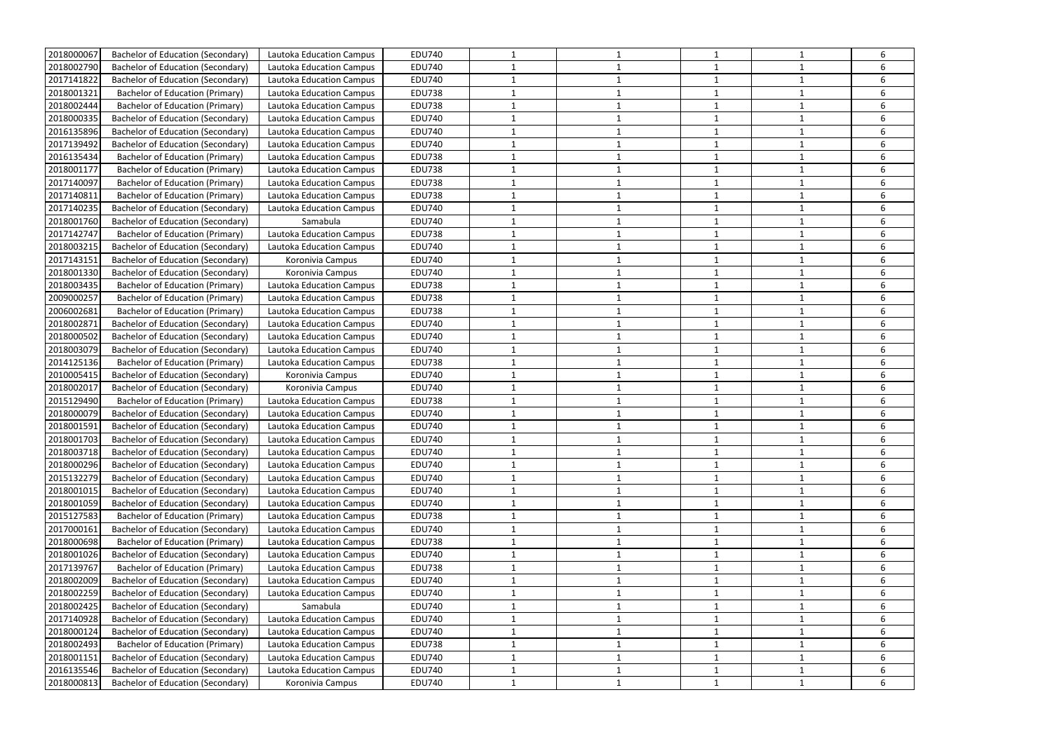| 2018000067 | Bachelor of Education (Secondary) | Lautoka Education Campus | EDU740 | 1 | 1 | 1 | 1 | 6 |
|---|---|---|---|---|---|---|---|---|
| 2018002790 | Bachelor of Education (Secondary) | Lautoka Education Campus | EDU740 | 1 | 1 | 1 | 1 | 6 |
| 2017141822 | Bachelor of Education (Secondary) | Lautoka Education Campus | EDU740 | 1 | 1 | 1 | 1 | 6 |
| 2018001321 | Bachelor of Education (Primary) | Lautoka Education Campus | EDU738 | 1 | 1 | 1 | 1 | 6 |
| 2018002444 | Bachelor of Education (Primary) | Lautoka Education Campus | EDU738 | 1 | 1 | 1 | 1 | 6 |
| 2018000335 | Bachelor of Education (Secondary) | Lautoka Education Campus | EDU740 | 1 | 1 | 1 | 1 | 6 |
| 2016135896 | Bachelor of Education (Secondary) | Lautoka Education Campus | EDU740 | 1 | 1 | 1 | 1 | 6 |
| 2017139492 | Bachelor of Education (Secondary) | Lautoka Education Campus | EDU740 | 1 | 1 | 1 | 1 | 6 |
| 2016135434 | Bachelor of Education (Primary) | Lautoka Education Campus | EDU738 | 1 | 1 | 1 | 1 | 6 |
| 2018001177 | Bachelor of Education (Primary) | Lautoka Education Campus | EDU738 | 1 | 1 | 1 | 1 | 6 |
| 2017140097 | Bachelor of Education (Primary) | Lautoka Education Campus | EDU738 | 1 | 1 | 1 | 1 | 6 |
| 2017140811 | Bachelor of Education (Primary) | Lautoka Education Campus | EDU738 | 1 | 1 | 1 | 1 | 6 |
| 2017140235 | Bachelor of Education (Secondary) | Lautoka Education Campus | EDU740 | 1 | 1 | 1 | 1 | 6 |
| 2018001760 | Bachelor of Education (Secondary) | Samabula | EDU740 | 1 | 1 | 1 | 1 | 6 |
| 2017142747 | Bachelor of Education (Primary) | Lautoka Education Campus | EDU738 | 1 | 1 | 1 | 1 | 6 |
| 2018003215 | Bachelor of Education (Secondary) | Lautoka Education Campus | EDU740 | 1 | 1 | 1 | 1 | 6 |
| 2017143151 | Bachelor of Education (Secondary) | Koronivia Campus | EDU740 | 1 | 1 | 1 | 1 | 6 |
| 2018001330 | Bachelor of Education (Secondary) | Koronivia Campus | EDU740 | 1 | 1 | 1 | 1 | 6 |
| 2018003435 | Bachelor of Education (Primary) | Lautoka Education Campus | EDU738 | 1 | 1 | 1 | 1 | 6 |
| 2009000257 | Bachelor of Education (Primary) | Lautoka Education Campus | EDU738 | 1 | 1 | 1 | 1 | 6 |
| 2006002681 | Bachelor of Education (Primary) | Lautoka Education Campus | EDU738 | 1 | 1 | 1 | 1 | 6 |
| 2018002871 | Bachelor of Education (Secondary) | Lautoka Education Campus | EDU740 | 1 | 1 | 1 | 1 | 6 |
| 2018000502 | Bachelor of Education (Secondary) | Lautoka Education Campus | EDU740 | 1 | 1 | 1 | 1 | 6 |
| 2018003079 | Bachelor of Education (Secondary) | Lautoka Education Campus | EDU740 | 1 | 1 | 1 | 1 | 6 |
| 2014125136 | Bachelor of Education (Primary) | Lautoka Education Campus | EDU738 | 1 | 1 | 1 | 1 | 6 |
| 2010005415 | Bachelor of Education (Secondary) | Koronivia Campus | EDU740 | 1 | 1 | 1 | 1 | 6 |
| 2018002017 | Bachelor of Education (Secondary) | Koronivia Campus | EDU740 | 1 | 1 | 1 | 1 | 6 |
| 2015129490 | Bachelor of Education (Primary) | Lautoka Education Campus | EDU738 | 1 | 1 | 1 | 1 | 6 |
| 2018000079 | Bachelor of Education (Secondary) | Lautoka Education Campus | EDU740 | 1 | 1 | 1 | 1 | 6 |
| 2018001591 | Bachelor of Education (Secondary) | Lautoka Education Campus | EDU740 | 1 | 1 | 1 | 1 | 6 |
| 2018001703 | Bachelor of Education (Secondary) | Lautoka Education Campus | EDU740 | 1 | 1 | 1 | 1 | 6 |
| 2018003718 | Bachelor of Education (Secondary) | Lautoka Education Campus | EDU740 | 1 | 1 | 1 | 1 | 6 |
| 2018000296 | Bachelor of Education (Secondary) | Lautoka Education Campus | EDU740 | 1 | 1 | 1 | 1 | 6 |
| 2015132279 | Bachelor of Education (Secondary) | Lautoka Education Campus | EDU740 | 1 | 1 | 1 | 1 | 6 |
| 2018001015 | Bachelor of Education (Secondary) | Lautoka Education Campus | EDU740 | 1 | 1 | 1 | 1 | 6 |
| 2018001059 | Bachelor of Education (Secondary) | Lautoka Education Campus | EDU740 | 1 | 1 | 1 | 1 | 6 |
| 2015127583 | Bachelor of Education (Primary) | Lautoka Education Campus | EDU738 | 1 | 1 | 1 | 1 | 6 |
| 2017000161 | Bachelor of Education (Secondary) | Lautoka Education Campus | EDU740 | 1 | 1 | 1 | 1 | 6 |
| 2018000698 | Bachelor of Education (Primary) | Lautoka Education Campus | EDU738 | 1 | 1 | 1 | 1 | 6 |
| 2018001026 | Bachelor of Education (Secondary) | Lautoka Education Campus | EDU740 | 1 | 1 | 1 | 1 | 6 |
| 2017139767 | Bachelor of Education (Primary) | Lautoka Education Campus | EDU738 | 1 | 1 | 1 | 1 | 6 |
| 2018002009 | Bachelor of Education (Secondary) | Lautoka Education Campus | EDU740 | 1 | 1 | 1 | 1 | 6 |
| 2018002259 | Bachelor of Education (Secondary) | Lautoka Education Campus | EDU740 | 1 | 1 | 1 | 1 | 6 |
| 2018002425 | Bachelor of Education (Secondary) | Samabula | EDU740 | 1 | 1 | 1 | 1 | 6 |
| 2017140928 | Bachelor of Education (Secondary) | Lautoka Education Campus | EDU740 | 1 | 1 | 1 | 1 | 6 |
| 2018000124 | Bachelor of Education (Secondary) | Lautoka Education Campus | EDU740 | 1 | 1 | 1 | 1 | 6 |
| 2018002493 | Bachelor of Education (Primary) | Lautoka Education Campus | EDU738 | 1 | 1 | 1 | 1 | 6 |
| 2018001151 | Bachelor of Education (Secondary) | Lautoka Education Campus | EDU740 | 1 | 1 | 1 | 1 | 6 |
| 2016135546 | Bachelor of Education (Secondary) | Lautoka Education Campus | EDU740 | 1 | 1 | 1 | 1 | 6 |
| 2018000813 | Bachelor of Education (Secondary) | Koronivia Campus | EDU740 | 1 | 1 | 1 | 1 | 6 |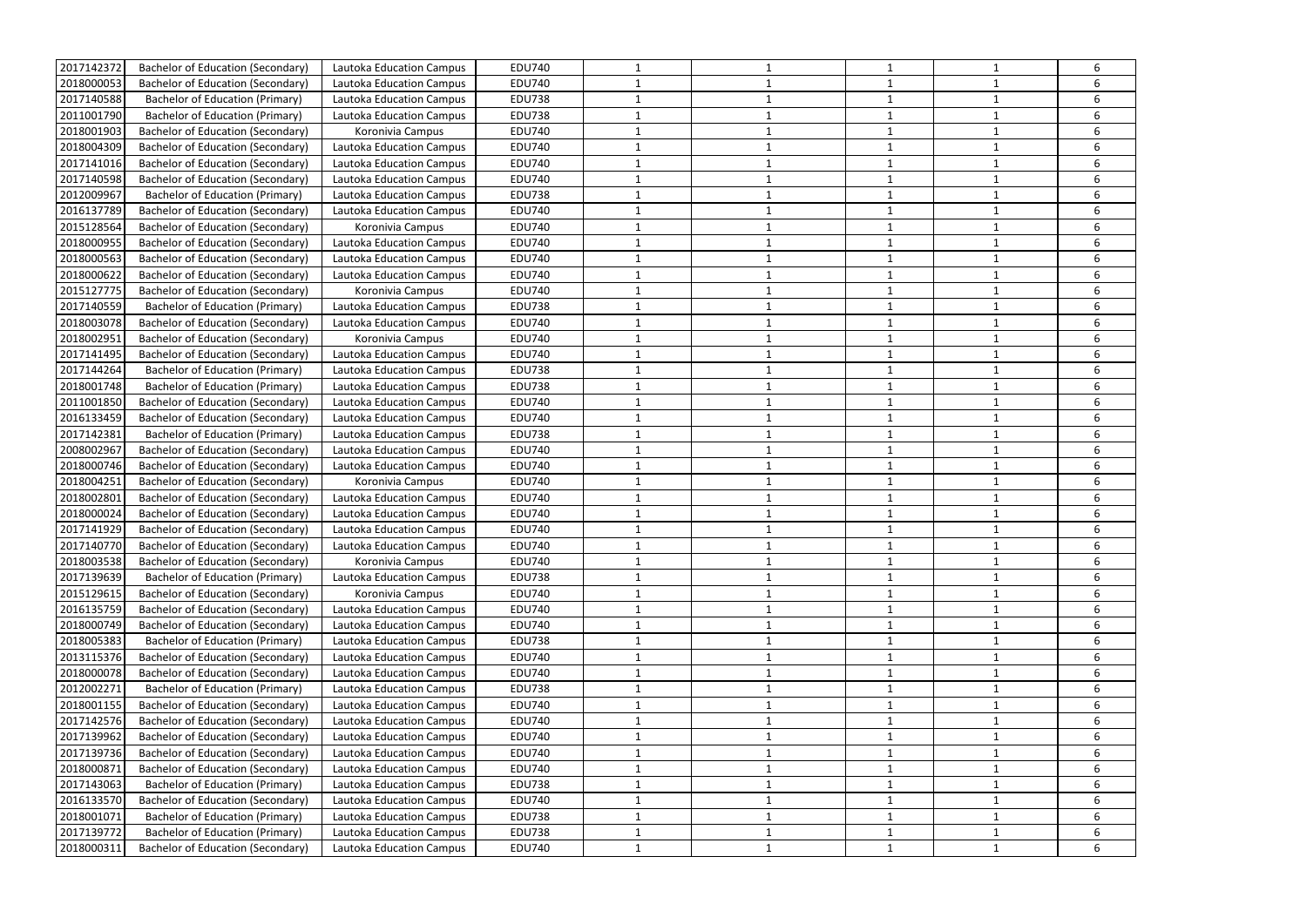| | | | | | | | | |
|---|---|---|---|---|---|---|---|---|
| 2017142372 | Bachelor of Education (Secondary) | Lautoka Education Campus | EDU740 | 1 | 1 | 1 | 1 | 6 |
| 2018000053 | Bachelor of Education (Secondary) | Lautoka Education Campus | EDU740 | 1 | 1 | 1 | 1 | 6 |
| 2017140588 | Bachelor of Education (Primary) | Lautoka Education Campus | EDU738 | 1 | 1 | 1 | 1 | 6 |
| 2011001790 | Bachelor of Education (Primary) | Lautoka Education Campus | EDU738 | 1 | 1 | 1 | 1 | 6 |
| 2018001903 | Bachelor of Education (Secondary) | Koronivia Campus | EDU740 | 1 | 1 | 1 | 1 | 6 |
| 2018004309 | Bachelor of Education (Secondary) | Lautoka Education Campus | EDU740 | 1 | 1 | 1 | 1 | 6 |
| 2017141016 | Bachelor of Education (Secondary) | Lautoka Education Campus | EDU740 | 1 | 1 | 1 | 1 | 6 |
| 2017140598 | Bachelor of Education (Secondary) | Lautoka Education Campus | EDU740 | 1 | 1 | 1 | 1 | 6 |
| 2012009967 | Bachelor of Education (Primary) | Lautoka Education Campus | EDU738 | 1 | 1 | 1 | 1 | 6 |
| 2016137789 | Bachelor of Education (Secondary) | Lautoka Education Campus | EDU740 | 1 | 1 | 1 | 1 | 6 |
| 2015128564 | Bachelor of Education (Secondary) | Koronivia Campus | EDU740 | 1 | 1 | 1 | 1 | 6 |
| 2018000955 | Bachelor of Education (Secondary) | Lautoka Education Campus | EDU740 | 1 | 1 | 1 | 1 | 6 |
| 2018000563 | Bachelor of Education (Secondary) | Lautoka Education Campus | EDU740 | 1 | 1 | 1 | 1 | 6 |
| 2018000622 | Bachelor of Education (Secondary) | Lautoka Education Campus | EDU740 | 1 | 1 | 1 | 1 | 6 |
| 2015127775 | Bachelor of Education (Secondary) | Koronivia Campus | EDU740 | 1 | 1 | 1 | 1 | 6 |
| 2017140559 | Bachelor of Education (Primary) | Lautoka Education Campus | EDU738 | 1 | 1 | 1 | 1 | 6 |
| 2018003078 | Bachelor of Education (Secondary) | Lautoka Education Campus | EDU740 | 1 | 1 | 1 | 1 | 6 |
| 2018002951 | Bachelor of Education (Secondary) | Koronivia Campus | EDU740 | 1 | 1 | 1 | 1 | 6 |
| 2017141495 | Bachelor of Education (Secondary) | Lautoka Education Campus | EDU740 | 1 | 1 | 1 | 1 | 6 |
| 2017144264 | Bachelor of Education (Primary) | Lautoka Education Campus | EDU738 | 1 | 1 | 1 | 1 | 6 |
| 2018001748 | Bachelor of Education (Primary) | Lautoka Education Campus | EDU738 | 1 | 1 | 1 | 1 | 6 |
| 2011001850 | Bachelor of Education (Secondary) | Lautoka Education Campus | EDU740 | 1 | 1 | 1 | 1 | 6 |
| 2016133459 | Bachelor of Education (Secondary) | Lautoka Education Campus | EDU740 | 1 | 1 | 1 | 1 | 6 |
| 2017142381 | Bachelor of Education (Primary) | Lautoka Education Campus | EDU738 | 1 | 1 | 1 | 1 | 6 |
| 2008002967 | Bachelor of Education (Secondary) | Lautoka Education Campus | EDU740 | 1 | 1 | 1 | 1 | 6 |
| 2018000746 | Bachelor of Education (Secondary) | Lautoka Education Campus | EDU740 | 1 | 1 | 1 | 1 | 6 |
| 2018004251 | Bachelor of Education (Secondary) | Koronivia Campus | EDU740 | 1 | 1 | 1 | 1 | 6 |
| 2018002801 | Bachelor of Education (Secondary) | Lautoka Education Campus | EDU740 | 1 | 1 | 1 | 1 | 6 |
| 2018000024 | Bachelor of Education (Secondary) | Lautoka Education Campus | EDU740 | 1 | 1 | 1 | 1 | 6 |
| 2017141929 | Bachelor of Education (Secondary) | Lautoka Education Campus | EDU740 | 1 | 1 | 1 | 1 | 6 |
| 2017140770 | Bachelor of Education (Secondary) | Lautoka Education Campus | EDU740 | 1 | 1 | 1 | 1 | 6 |
| 2018003538 | Bachelor of Education (Secondary) | Koronivia Campus | EDU740 | 1 | 1 | 1 | 1 | 6 |
| 2017139639 | Bachelor of Education (Primary) | Lautoka Education Campus | EDU738 | 1 | 1 | 1 | 1 | 6 |
| 2015129615 | Bachelor of Education (Secondary) | Koronivia Campus | EDU740 | 1 | 1 | 1 | 1 | 6 |
| 2016135759 | Bachelor of Education (Secondary) | Lautoka Education Campus | EDU740 | 1 | 1 | 1 | 1 | 6 |
| 2018000749 | Bachelor of Education (Secondary) | Lautoka Education Campus | EDU740 | 1 | 1 | 1 | 1 | 6 |
| 2018005383 | Bachelor of Education (Primary) | Lautoka Education Campus | EDU738 | 1 | 1 | 1 | 1 | 6 |
| 2013115376 | Bachelor of Education (Secondary) | Lautoka Education Campus | EDU740 | 1 | 1 | 1 | 1 | 6 |
| 2018000078 | Bachelor of Education (Secondary) | Lautoka Education Campus | EDU740 | 1 | 1 | 1 | 1 | 6 |
| 2012002271 | Bachelor of Education (Primary) | Lautoka Education Campus | EDU738 | 1 | 1 | 1 | 1 | 6 |
| 2018001155 | Bachelor of Education (Secondary) | Lautoka Education Campus | EDU740 | 1 | 1 | 1 | 1 | 6 |
| 2017142576 | Bachelor of Education (Secondary) | Lautoka Education Campus | EDU740 | 1 | 1 | 1 | 1 | 6 |
| 2017139962 | Bachelor of Education (Secondary) | Lautoka Education Campus | EDU740 | 1 | 1 | 1 | 1 | 6 |
| 2017139736 | Bachelor of Education (Secondary) | Lautoka Education Campus | EDU740 | 1 | 1 | 1 | 1 | 6 |
| 2018000871 | Bachelor of Education (Secondary) | Lautoka Education Campus | EDU740 | 1 | 1 | 1 | 1 | 6 |
| 2017143063 | Bachelor of Education (Primary) | Lautoka Education Campus | EDU738 | 1 | 1 | 1 | 1 | 6 |
| 2016133570 | Bachelor of Education (Secondary) | Lautoka Education Campus | EDU740 | 1 | 1 | 1 | 1 | 6 |
| 2018001071 | Bachelor of Education (Primary) | Lautoka Education Campus | EDU738 | 1 | 1 | 1 | 1 | 6 |
| 2017139772 | Bachelor of Education (Primary) | Lautoka Education Campus | EDU738 | 1 | 1 | 1 | 1 | 6 |
| 2018000311 | Bachelor of Education (Secondary) | Lautoka Education Campus | EDU740 | 1 | 1 | 1 | 1 | 6 |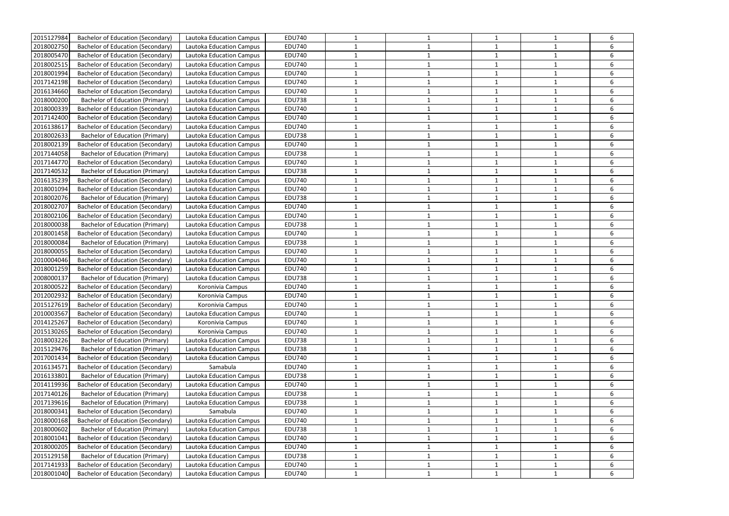|  |  |  |  |  |  |  |  |  |
|---|---|---|---|---|---|---|---|---|
| 2015127984 | Bachelor of Education (Secondary) | Lautoka Education Campus | EDU740 | 1 | 1 | 1 | 1 | 6 |
| 2018002750 | Bachelor of Education (Secondary) | Lautoka Education Campus | EDU740 | 1 | 1 | 1 | 1 | 6 |
| 2018005470 | Bachelor of Education (Secondary) | Lautoka Education Campus | EDU740 | 1 | 1 | 1 | 1 | 6 |
| 2018002515 | Bachelor of Education (Secondary) | Lautoka Education Campus | EDU740 | 1 | 1 | 1 | 1 | 6 |
| 2018001994 | Bachelor of Education (Secondary) | Lautoka Education Campus | EDU740 | 1 | 1 | 1 | 1 | 6 |
| 2017142198 | Bachelor of Education (Secondary) | Lautoka Education Campus | EDU740 | 1 | 1 | 1 | 1 | 6 |
| 2016134660 | Bachelor of Education (Secondary) | Lautoka Education Campus | EDU740 | 1 | 1 | 1 | 1 | 6 |
| 2018000200 | Bachelor of Education (Primary) | Lautoka Education Campus | EDU738 | 1 | 1 | 1 | 1 | 6 |
| 2018000339 | Bachelor of Education (Secondary) | Lautoka Education Campus | EDU740 | 1 | 1 | 1 | 1 | 6 |
| 2017142400 | Bachelor of Education (Secondary) | Lautoka Education Campus | EDU740 | 1 | 1 | 1 | 1 | 6 |
| 2016138617 | Bachelor of Education (Secondary) | Lautoka Education Campus | EDU740 | 1 | 1 | 1 | 1 | 6 |
| 2018002633 | Bachelor of Education (Primary) | Lautoka Education Campus | EDU738 | 1 | 1 | 1 | 1 | 6 |
| 2018002139 | Bachelor of Education (Secondary) | Lautoka Education Campus | EDU740 | 1 | 1 | 1 | 1 | 6 |
| 2017144058 | Bachelor of Education (Primary) | Lautoka Education Campus | EDU738 | 1 | 1 | 1 | 1 | 6 |
| 2017144770 | Bachelor of Education (Secondary) | Lautoka Education Campus | EDU740 | 1 | 1 | 1 | 1 | 6 |
| 2017140532 | Bachelor of Education (Primary) | Lautoka Education Campus | EDU738 | 1 | 1 | 1 | 1 | 6 |
| 2016135239 | Bachelor of Education (Secondary) | Lautoka Education Campus | EDU740 | 1 | 1 | 1 | 1 | 6 |
| 2018001094 | Bachelor of Education (Secondary) | Lautoka Education Campus | EDU740 | 1 | 1 | 1 | 1 | 6 |
| 2018002076 | Bachelor of Education (Primary) | Lautoka Education Campus | EDU738 | 1 | 1 | 1 | 1 | 6 |
| 2018002707 | Bachelor of Education (Secondary) | Lautoka Education Campus | EDU740 | 1 | 1 | 1 | 1 | 6 |
| 2018002106 | Bachelor of Education (Secondary) | Lautoka Education Campus | EDU740 | 1 | 1 | 1 | 1 | 6 |
| 2018000038 | Bachelor of Education (Primary) | Lautoka Education Campus | EDU738 | 1 | 1 | 1 | 1 | 6 |
| 2018001458 | Bachelor of Education (Secondary) | Lautoka Education Campus | EDU740 | 1 | 1 | 1 | 1 | 6 |
| 2018000084 | Bachelor of Education (Primary) | Lautoka Education Campus | EDU738 | 1 | 1 | 1 | 1 | 6 |
| 2018000055 | Bachelor of Education (Secondary) | Lautoka Education Campus | EDU740 | 1 | 1 | 1 | 1 | 6 |
| 2010004046 | Bachelor of Education (Secondary) | Lautoka Education Campus | EDU740 | 1 | 1 | 1 | 1 | 6 |
| 2018001259 | Bachelor of Education (Secondary) | Lautoka Education Campus | EDU740 | 1 | 1 | 1 | 1 | 6 |
| 2008000137 | Bachelor of Education (Primary) | Lautoka Education Campus | EDU738 | 1 | 1 | 1 | 1 | 6 |
| 2018000522 | Bachelor of Education (Secondary) | Koronivia Campus | EDU740 | 1 | 1 | 1 | 1 | 6 |
| 2012002932 | Bachelor of Education (Secondary) | Koronivia Campus | EDU740 | 1 | 1 | 1 | 1 | 6 |
| 2015127619 | Bachelor of Education (Secondary) | Koronivia Campus | EDU740 | 1 | 1 | 1 | 1 | 6 |
| 2010003567 | Bachelor of Education (Secondary) | Lautoka Education Campus | EDU740 | 1 | 1 | 1 | 1 | 6 |
| 2014125267 | Bachelor of Education (Secondary) | Koronivia Campus | EDU740 | 1 | 1 | 1 | 1 | 6 |
| 2015130265 | Bachelor of Education (Secondary) | Koronivia Campus | EDU740 | 1 | 1 | 1 | 1 | 6 |
| 2018003226 | Bachelor of Education (Primary) | Lautoka Education Campus | EDU738 | 1 | 1 | 1 | 1 | 6 |
| 2015129476 | Bachelor of Education (Primary) | Lautoka Education Campus | EDU738 | 1 | 1 | 1 | 1 | 6 |
| 2017001434 | Bachelor of Education (Secondary) | Lautoka Education Campus | EDU740 | 1 | 1 | 1 | 1 | 6 |
| 2016134571 | Bachelor of Education (Secondary) | Samabula | EDU740 | 1 | 1 | 1 | 1 | 6 |
| 2016133801 | Bachelor of Education (Primary) | Lautoka Education Campus | EDU738 | 1 | 1 | 1 | 1 | 6 |
| 2014119936 | Bachelor of Education (Secondary) | Lautoka Education Campus | EDU740 | 1 | 1 | 1 | 1 | 6 |
| 2017140126 | Bachelor of Education (Primary) | Lautoka Education Campus | EDU738 | 1 | 1 | 1 | 1 | 6 |
| 2017139616 | Bachelor of Education (Primary) | Lautoka Education Campus | EDU738 | 1 | 1 | 1 | 1 | 6 |
| 2018000341 | Bachelor of Education (Secondary) | Samabula | EDU740 | 1 | 1 | 1 | 1 | 6 |
| 2018000168 | Bachelor of Education (Secondary) | Lautoka Education Campus | EDU740 | 1 | 1 | 1 | 1 | 6 |
| 2018000602 | Bachelor of Education (Primary) | Lautoka Education Campus | EDU738 | 1 | 1 | 1 | 1 | 6 |
| 2018001041 | Bachelor of Education (Secondary) | Lautoka Education Campus | EDU740 | 1 | 1 | 1 | 1 | 6 |
| 2018000205 | Bachelor of Education (Secondary) | Lautoka Education Campus | EDU740 | 1 | 1 | 1 | 1 | 6 |
| 2015129158 | Bachelor of Education (Primary) | Lautoka Education Campus | EDU738 | 1 | 1 | 1 | 1 | 6 |
| 2017141933 | Bachelor of Education (Secondary) | Lautoka Education Campus | EDU740 | 1 | 1 | 1 | 1 | 6 |
| 2018001040 | Bachelor of Education (Secondary) | Lautoka Education Campus | EDU740 | 1 | 1 | 1 | 1 | 6 |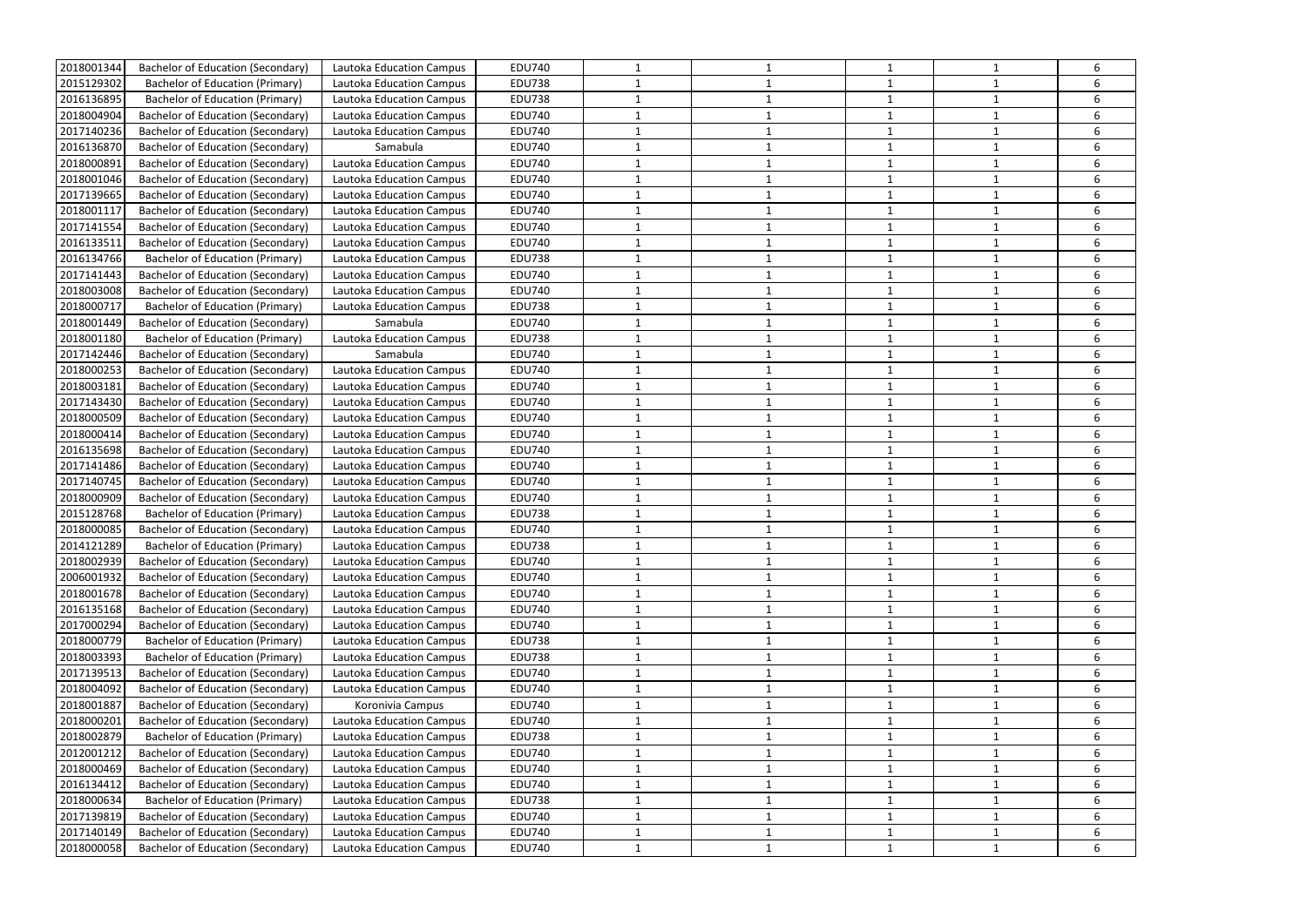| | | | | | | | | |
|---|---|---|---|---|---|---|---|---|
| 2018001344 | Bachelor of Education (Secondary) | Lautoka Education Campus | EDU740 | 1 | 1 | 1 | 1 | 6 |
| 2015129302 | Bachelor of Education (Primary) | Lautoka Education Campus | EDU738 | 1 | 1 | 1 | 1 | 6 |
| 2016136895 | Bachelor of Education (Primary) | Lautoka Education Campus | EDU738 | 1 | 1 | 1 | 1 | 6 |
| 2018004904 | Bachelor of Education (Secondary) | Lautoka Education Campus | EDU740 | 1 | 1 | 1 | 1 | 6 |
| 2017140236 | Bachelor of Education (Secondary) | Lautoka Education Campus | EDU740 | 1 | 1 | 1 | 1 | 6 |
| 2016136870 | Bachelor of Education (Secondary) | Samabula | EDU740 | 1 | 1 | 1 | 1 | 6 |
| 2018000891 | Bachelor of Education (Secondary) | Lautoka Education Campus | EDU740 | 1 | 1 | 1 | 1 | 6 |
| 2018001046 | Bachelor of Education (Secondary) | Lautoka Education Campus | EDU740 | 1 | 1 | 1 | 1 | 6 |
| 2017139665 | Bachelor of Education (Secondary) | Lautoka Education Campus | EDU740 | 1 | 1 | 1 | 1 | 6 |
| 2018001117 | Bachelor of Education (Secondary) | Lautoka Education Campus | EDU740 | 1 | 1 | 1 | 1 | 6 |
| 2017141554 | Bachelor of Education (Secondary) | Lautoka Education Campus | EDU740 | 1 | 1 | 1 | 1 | 6 |
| 2016133511 | Bachelor of Education (Secondary) | Lautoka Education Campus | EDU740 | 1 | 1 | 1 | 1 | 6 |
| 2016134766 | Bachelor of Education (Primary) | Lautoka Education Campus | EDU738 | 1 | 1 | 1 | 1 | 6 |
| 2017141443 | Bachelor of Education (Secondary) | Lautoka Education Campus | EDU740 | 1 | 1 | 1 | 1 | 6 |
| 2018003008 | Bachelor of Education (Secondary) | Lautoka Education Campus | EDU740 | 1 | 1 | 1 | 1 | 6 |
| 2018000717 | Bachelor of Education (Primary) | Lautoka Education Campus | EDU738 | 1 | 1 | 1 | 1 | 6 |
| 2018001449 | Bachelor of Education (Secondary) | Samabula | EDU740 | 1 | 1 | 1 | 1 | 6 |
| 2018001180 | Bachelor of Education (Primary) | Lautoka Education Campus | EDU738 | 1 | 1 | 1 | 1 | 6 |
| 2017142446 | Bachelor of Education (Secondary) | Samabula | EDU740 | 1 | 1 | 1 | 1 | 6 |
| 2018000253 | Bachelor of Education (Secondary) | Lautoka Education Campus | EDU740 | 1 | 1 | 1 | 1 | 6 |
| 2018003181 | Bachelor of Education (Secondary) | Lautoka Education Campus | EDU740 | 1 | 1 | 1 | 1 | 6 |
| 2017143430 | Bachelor of Education (Secondary) | Lautoka Education Campus | EDU740 | 1 | 1 | 1 | 1 | 6 |
| 2018000509 | Bachelor of Education (Secondary) | Lautoka Education Campus | EDU740 | 1 | 1 | 1 | 1 | 6 |
| 2018000414 | Bachelor of Education (Secondary) | Lautoka Education Campus | EDU740 | 1 | 1 | 1 | 1 | 6 |
| 2016135698 | Bachelor of Education (Secondary) | Lautoka Education Campus | EDU740 | 1 | 1 | 1 | 1 | 6 |
| 2017141486 | Bachelor of Education (Secondary) | Lautoka Education Campus | EDU740 | 1 | 1 | 1 | 1 | 6 |
| 2017140745 | Bachelor of Education (Secondary) | Lautoka Education Campus | EDU740 | 1 | 1 | 1 | 1 | 6 |
| 2018000909 | Bachelor of Education (Secondary) | Lautoka Education Campus | EDU740 | 1 | 1 | 1 | 1 | 6 |
| 2015128768 | Bachelor of Education (Primary) | Lautoka Education Campus | EDU738 | 1 | 1 | 1 | 1 | 6 |
| 2018000085 | Bachelor of Education (Secondary) | Lautoka Education Campus | EDU740 | 1 | 1 | 1 | 1 | 6 |
| 2014121289 | Bachelor of Education (Primary) | Lautoka Education Campus | EDU738 | 1 | 1 | 1 | 1 | 6 |
| 2018002939 | Bachelor of Education (Secondary) | Lautoka Education Campus | EDU740 | 1 | 1 | 1 | 1 | 6 |
| 2006001932 | Bachelor of Education (Secondary) | Lautoka Education Campus | EDU740 | 1 | 1 | 1 | 1 | 6 |
| 2018001678 | Bachelor of Education (Secondary) | Lautoka Education Campus | EDU740 | 1 | 1 | 1 | 1 | 6 |
| 2016135168 | Bachelor of Education (Secondary) | Lautoka Education Campus | EDU740 | 1 | 1 | 1 | 1 | 6 |
| 2017000294 | Bachelor of Education (Secondary) | Lautoka Education Campus | EDU740 | 1 | 1 | 1 | 1 | 6 |
| 2018000779 | Bachelor of Education (Primary) | Lautoka Education Campus | EDU738 | 1 | 1 | 1 | 1 | 6 |
| 2018003393 | Bachelor of Education (Primary) | Lautoka Education Campus | EDU738 | 1 | 1 | 1 | 1 | 6 |
| 2017139513 | Bachelor of Education (Secondary) | Lautoka Education Campus | EDU740 | 1 | 1 | 1 | 1 | 6 |
| 2018004092 | Bachelor of Education (Secondary) | Lautoka Education Campus | EDU740 | 1 | 1 | 1 | 1 | 6 |
| 2018001887 | Bachelor of Education (Secondary) | Koronivia Campus | EDU740 | 1 | 1 | 1 | 1 | 6 |
| 2018000201 | Bachelor of Education (Secondary) | Lautoka Education Campus | EDU740 | 1 | 1 | 1 | 1 | 6 |
| 2018002879 | Bachelor of Education (Primary) | Lautoka Education Campus | EDU738 | 1 | 1 | 1 | 1 | 6 |
| 2012001212 | Bachelor of Education (Secondary) | Lautoka Education Campus | EDU740 | 1 | 1 | 1 | 1 | 6 |
| 2018000469 | Bachelor of Education (Secondary) | Lautoka Education Campus | EDU740 | 1 | 1 | 1 | 1 | 6 |
| 2016134412 | Bachelor of Education (Secondary) | Lautoka Education Campus | EDU740 | 1 | 1 | 1 | 1 | 6 |
| 2018000634 | Bachelor of Education (Primary) | Lautoka Education Campus | EDU738 | 1 | 1 | 1 | 1 | 6 |
| 2017139819 | Bachelor of Education (Secondary) | Lautoka Education Campus | EDU740 | 1 | 1 | 1 | 1 | 6 |
| 2017140149 | Bachelor of Education (Secondary) | Lautoka Education Campus | EDU740 | 1 | 1 | 1 | 1 | 6 |
| 2018000058 | Bachelor of Education (Secondary) | Lautoka Education Campus | EDU740 | 1 | 1 | 1 | 1 | 6 |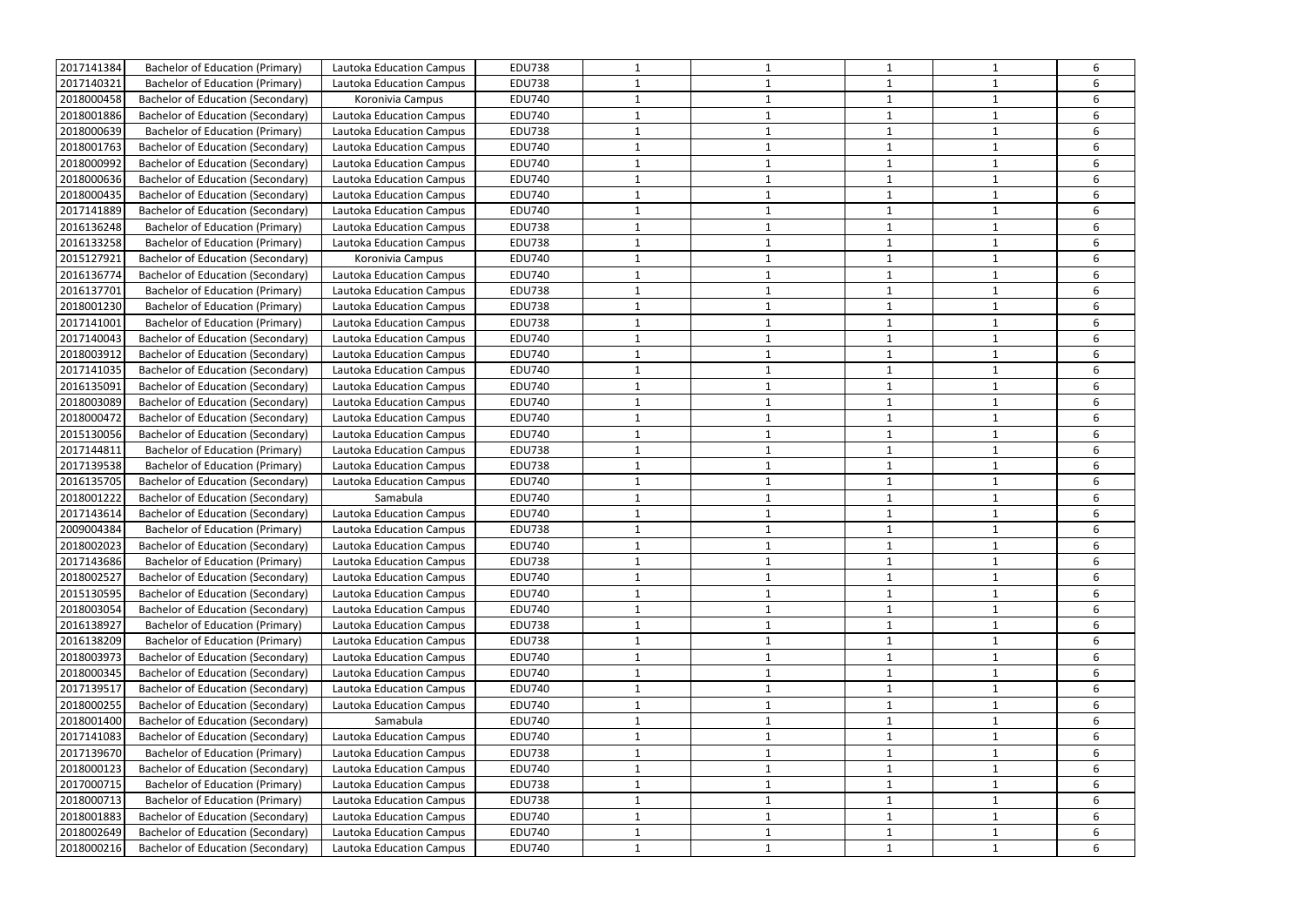| | | | | | | | | |
|---|---|---|---|---|---|---|---|---|
| 2017141384 | Bachelor of Education (Primary) | Lautoka Education Campus | EDU738 | 1 | 1 | 1 | 1 | 6 |
| 2017140321 | Bachelor of Education (Primary) | Lautoka Education Campus | EDU738 | 1 | 1 | 1 | 1 | 6 |
| 2018000458 | Bachelor of Education (Secondary) | Koronivia Campus | EDU740 | 1 | 1 | 1 | 1 | 6 |
| 2018001886 | Bachelor of Education (Secondary) | Lautoka Education Campus | EDU740 | 1 | 1 | 1 | 1 | 6 |
| 2018000639 | Bachelor of Education (Primary) | Lautoka Education Campus | EDU738 | 1 | 1 | 1 | 1 | 6 |
| 2018001763 | Bachelor of Education (Secondary) | Lautoka Education Campus | EDU740 | 1 | 1 | 1 | 1 | 6 |
| 2018000992 | Bachelor of Education (Secondary) | Lautoka Education Campus | EDU740 | 1 | 1 | 1 | 1 | 6 |
| 2018000636 | Bachelor of Education (Secondary) | Lautoka Education Campus | EDU740 | 1 | 1 | 1 | 1 | 6 |
| 2018000435 | Bachelor of Education (Secondary) | Lautoka Education Campus | EDU740 | 1 | 1 | 1 | 1 | 6 |
| 2017141889 | Bachelor of Education (Secondary) | Lautoka Education Campus | EDU740 | 1 | 1 | 1 | 1 | 6 |
| 2016136248 | Bachelor of Education (Primary) | Lautoka Education Campus | EDU738 | 1 | 1 | 1 | 1 | 6 |
| 2016133258 | Bachelor of Education (Primary) | Lautoka Education Campus | EDU738 | 1 | 1 | 1 | 1 | 6 |
| 2015127921 | Bachelor of Education (Secondary) | Koronivia Campus | EDU740 | 1 | 1 | 1 | 1 | 6 |
| 2016136774 | Bachelor of Education (Secondary) | Lautoka Education Campus | EDU740 | 1 | 1 | 1 | 1 | 6 |
| 2016137701 | Bachelor of Education (Primary) | Lautoka Education Campus | EDU738 | 1 | 1 | 1 | 1 | 6 |
| 2018001230 | Bachelor of Education (Primary) | Lautoka Education Campus | EDU738 | 1 | 1 | 1 | 1 | 6 |
| 2017141001 | Bachelor of Education (Primary) | Lautoka Education Campus | EDU738 | 1 | 1 | 1 | 1 | 6 |
| 2017140043 | Bachelor of Education (Secondary) | Lautoka Education Campus | EDU740 | 1 | 1 | 1 | 1 | 6 |
| 2018003912 | Bachelor of Education (Secondary) | Lautoka Education Campus | EDU740 | 1 | 1 | 1 | 1 | 6 |
| 2017141035 | Bachelor of Education (Secondary) | Lautoka Education Campus | EDU740 | 1 | 1 | 1 | 1 | 6 |
| 2016135091 | Bachelor of Education (Secondary) | Lautoka Education Campus | EDU740 | 1 | 1 | 1 | 1 | 6 |
| 2018003089 | Bachelor of Education (Secondary) | Lautoka Education Campus | EDU740 | 1 | 1 | 1 | 1 | 6 |
| 2018000472 | Bachelor of Education (Secondary) | Lautoka Education Campus | EDU740 | 1 | 1 | 1 | 1 | 6 |
| 2015130056 | Bachelor of Education (Secondary) | Lautoka Education Campus | EDU740 | 1 | 1 | 1 | 1 | 6 |
| 2017144811 | Bachelor of Education (Primary) | Lautoka Education Campus | EDU738 | 1 | 1 | 1 | 1 | 6 |
| 2017139538 | Bachelor of Education (Primary) | Lautoka Education Campus | EDU738 | 1 | 1 | 1 | 1 | 6 |
| 2016135705 | Bachelor of Education (Secondary) | Lautoka Education Campus | EDU740 | 1 | 1 | 1 | 1 | 6 |
| 2018001222 | Bachelor of Education (Secondary) | Samabula | EDU740 | 1 | 1 | 1 | 1 | 6 |
| 2017143614 | Bachelor of Education (Secondary) | Lautoka Education Campus | EDU740 | 1 | 1 | 1 | 1 | 6 |
| 2009004384 | Bachelor of Education (Primary) | Lautoka Education Campus | EDU738 | 1 | 1 | 1 | 1 | 6 |
| 2018002023 | Bachelor of Education (Secondary) | Lautoka Education Campus | EDU740 | 1 | 1 | 1 | 1 | 6 |
| 2017143686 | Bachelor of Education (Primary) | Lautoka Education Campus | EDU738 | 1 | 1 | 1 | 1 | 6 |
| 2018002527 | Bachelor of Education (Secondary) | Lautoka Education Campus | EDU740 | 1 | 1 | 1 | 1 | 6 |
| 2015130595 | Bachelor of Education (Secondary) | Lautoka Education Campus | EDU740 | 1 | 1 | 1 | 1 | 6 |
| 2018003054 | Bachelor of Education (Secondary) | Lautoka Education Campus | EDU740 | 1 | 1 | 1 | 1 | 6 |
| 2016138927 | Bachelor of Education (Primary) | Lautoka Education Campus | EDU738 | 1 | 1 | 1 | 1 | 6 |
| 2016138209 | Bachelor of Education (Primary) | Lautoka Education Campus | EDU738 | 1 | 1 | 1 | 1 | 6 |
| 2018003973 | Bachelor of Education (Secondary) | Lautoka Education Campus | EDU740 | 1 | 1 | 1 | 1 | 6 |
| 2018000345 | Bachelor of Education (Secondary) | Lautoka Education Campus | EDU740 | 1 | 1 | 1 | 1 | 6 |
| 2017139517 | Bachelor of Education (Secondary) | Lautoka Education Campus | EDU740 | 1 | 1 | 1 | 1 | 6 |
| 2018000255 | Bachelor of Education (Secondary) | Lautoka Education Campus | EDU740 | 1 | 1 | 1 | 1 | 6 |
| 2018001400 | Bachelor of Education (Secondary) | Samabula | EDU740 | 1 | 1 | 1 | 1 | 6 |
| 2017141083 | Bachelor of Education (Secondary) | Lautoka Education Campus | EDU740 | 1 | 1 | 1 | 1 | 6 |
| 2017139670 | Bachelor of Education (Primary) | Lautoka Education Campus | EDU738 | 1 | 1 | 1 | 1 | 6 |
| 2018000123 | Bachelor of Education (Secondary) | Lautoka Education Campus | EDU740 | 1 | 1 | 1 | 1 | 6 |
| 2017000715 | Bachelor of Education (Primary) | Lautoka Education Campus | EDU738 | 1 | 1 | 1 | 1 | 6 |
| 2018000713 | Bachelor of Education (Primary) | Lautoka Education Campus | EDU738 | 1 | 1 | 1 | 1 | 6 |
| 2018001883 | Bachelor of Education (Secondary) | Lautoka Education Campus | EDU740 | 1 | 1 | 1 | 1 | 6 |
| 2018002649 | Bachelor of Education (Secondary) | Lautoka Education Campus | EDU740 | 1 | 1 | 1 | 1 | 6 |
| 2018000216 | Bachelor of Education (Secondary) | Lautoka Education Campus | EDU740 | 1 | 1 | 1 | 1 | 6 |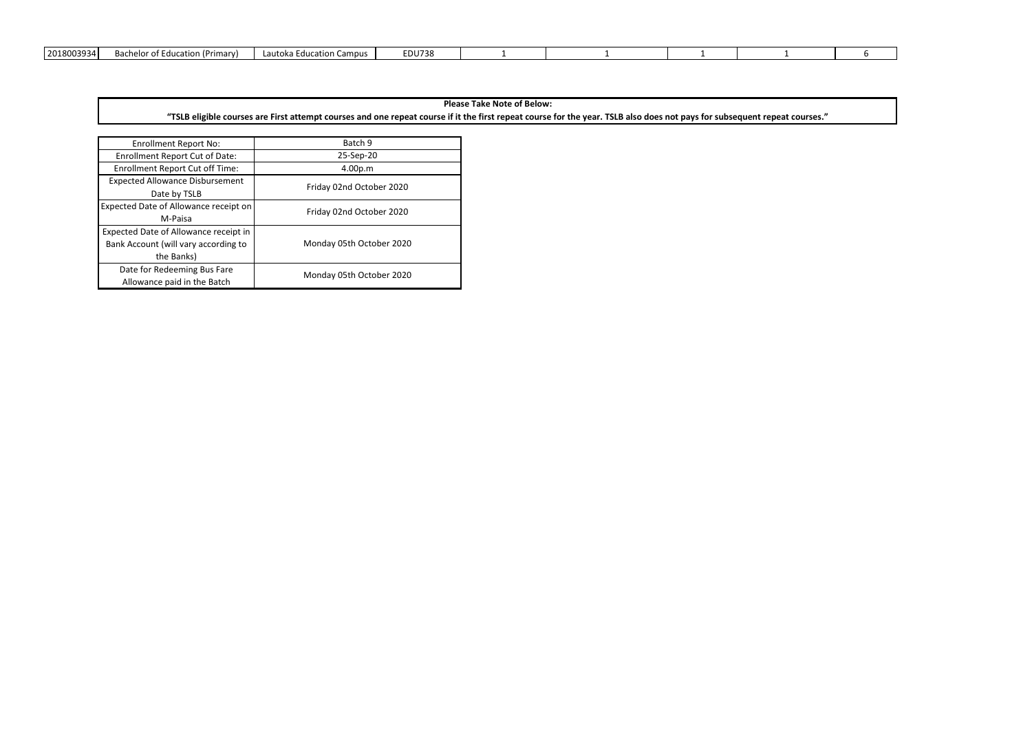| | | | | | | | | | |
|---|---|---|---|---|---|---|---|---|---|
| 2018003934 | Bachelor of Education (Primary) | Lautoka Education Campus | EDU738 | | 1 | 1 | 1 | 1 | 6 |

**Please Take Note of Below:**

**"TSLB eligible courses are First attempt courses and one repeat course if it the first repeat course for the year. TSLB also does not pays for subsequent repeat courses."**

| | |
|---|---|
| Enrollment Report No: | Batch 9 |
| Enrollment Report Cut of Date: | 25-Sep-20 |
| Enrollment Report Cut off Time: | 4.00p.m |
| Expected Allowance Disbursement Date by TSLB | Friday 02nd October 2020 |
| Expected Date of Allowance receipt on M-Paisa | Friday 02nd October 2020 |
| Expected Date of Allowance receipt in Bank Account (will vary according to the Banks) | Monday 05th October 2020 |
| Date for Redeeming Bus Fare Allowance paid in the Batch | Monday 05th October 2020 |